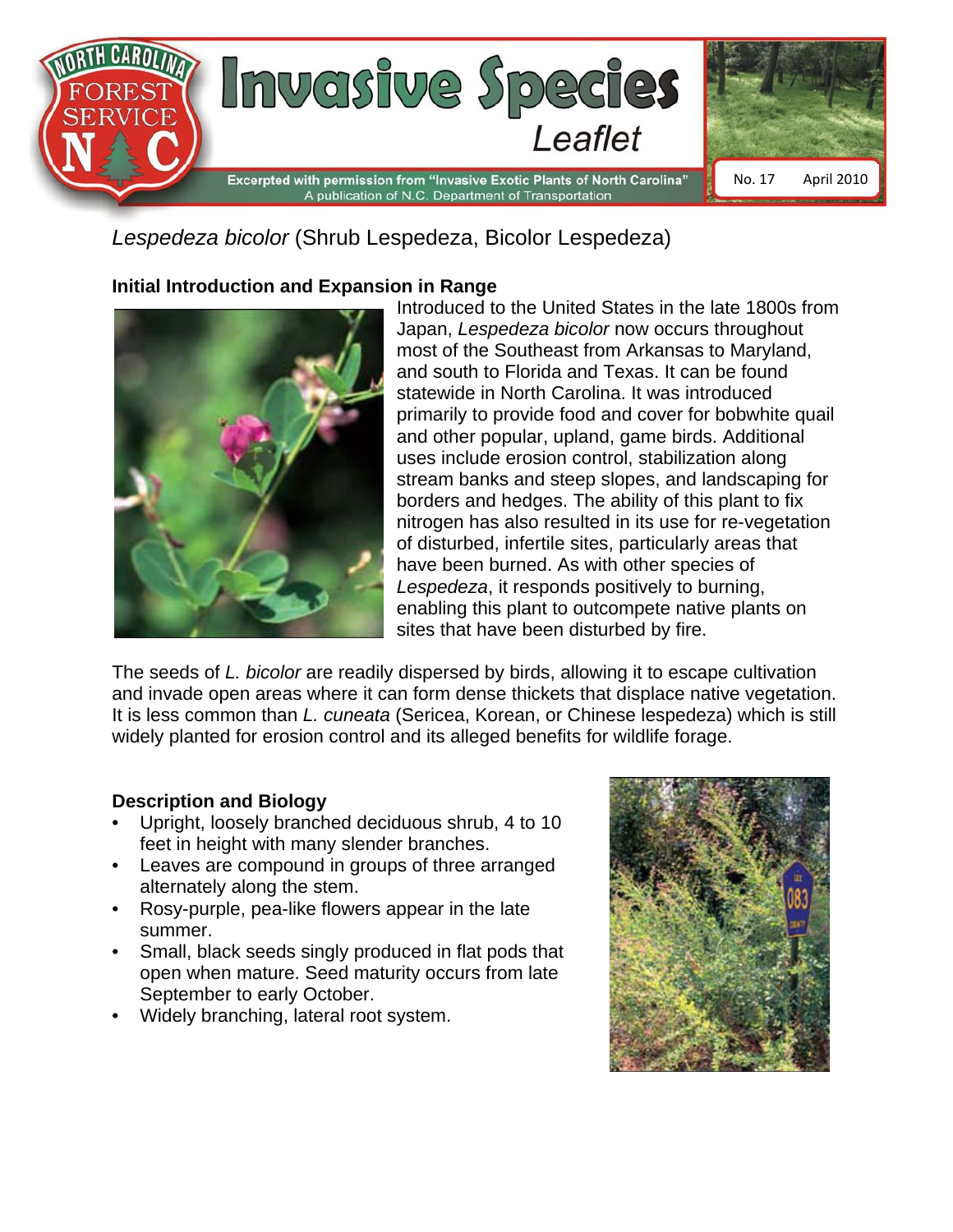# Invasive Species Leaflet

Excerpted with permission from "Invasive Exotic Plants of North Carolina"
A publication of N.C. Department of Transportation

No. 17 April 2010

## *Lespedeza bicolor* (Shrub Lespedeza, Bicolor Lespedeza)

### Initial Introduction and Expansion in Range

Introduced to the United States in the late 1800s from Japan, *Lespedeza bicolor* now occurs throughout most of the Southeast from Arkansas to Maryland, and south to Florida and Texas. It can be found statewide in North Carolina. It was introduced primarily to provide food and cover for bobwhite quail and other popular, upland, game birds. Additional uses include erosion control, stabilization along stream banks and steep slopes, and landscaping for borders and hedges. The ability of this plant to fix nitrogen has also resulted in its use for re-vegetation of disturbed, infertile sites, particularly areas that have been burned. As with other species of *Lespedeza*, it responds positively to burning, enabling this plant to outcompete native plants on sites that have been disturbed by fire.

The seeds of *L. bicolor* are readily dispersed by birds, allowing it to escape cultivation and invade open areas where it can form dense thickets that displace native vegetation. It is less common than *L. cuneata* (Sericea, Korean, or Chinese lespedeza) which is still widely planted for erosion control and its alleged benefits for wildlife forage.

### Description and Biology

- Upright, loosely branched deciduous shrub, 4 to 10 feet in height with many slender branches.
- Leaves are compound in groups of three arranged alternately along the stem.
- Rosy-purple, pea-like flowers appear in the late summer.
- Small, black seeds singly produced in flat pods that open when mature. Seed maturity occurs from late September to early October.
- Widely branching, lateral root system.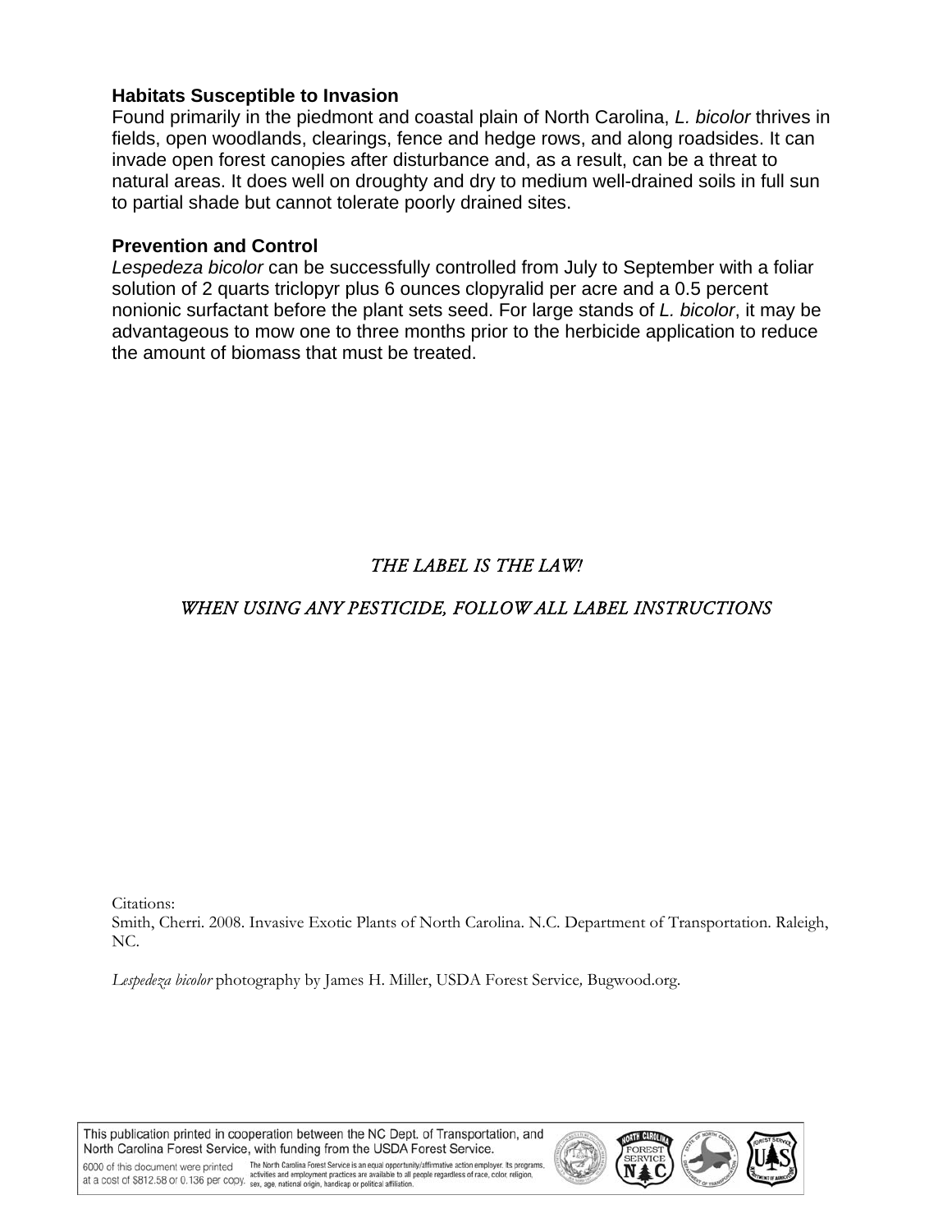**Habitats Susceptible to Invasion**

Found primarily in the piedmont and coastal plain of North Carolina, *L. bicolor* thrives in fields, open woodlands, clearings, fence and hedge rows, and along roadsides. It can invade open forest canopies after disturbance and, as a result, can be a threat to natural areas. It does well on droughty and dry to medium well-drained soils in full sun to partial shade but cannot tolerate poorly drained sites.

**Prevention and Control**

*Lespedeza bicolor* can be successfully controlled from July to September with a foliar solution of 2 quarts triclopyr plus 6 ounces clopyralid per acre and a 0.5 percent nonionic surfactant before the plant sets seed. For large stands of *L. bicolor*, it may be advantageous to mow one to three months prior to the herbicide application to reduce the amount of biomass that must be treated.

*THE LABEL IS THE LAW!*

*WHEN USING ANY PESTICIDE, FOLLOW ALL LABEL INSTRUCTIONS*

Citations:

Smith, Cherri. 2008. Invasive Exotic Plants of North Carolina. N.C. Department of Transportation. Raleigh, NC.

*Lespedeza bicolor* photography by James H. Miller, USDA Forest Service, Bugwood.org.

This publication printed in cooperation between the NC Dept. of Transportation, and North Carolina Forest Service, with funding from the USDA Forest Service.

6000 of this document were printed at a cost of $812.58 or 0.136 per copy.

The North Carolina Forest Service is an equal opportunity/affirmative action employer. Its programs, activities and employment practices are available to all people regardless of race, color, religion, sex, age, national origin, handicap or political affiliation.